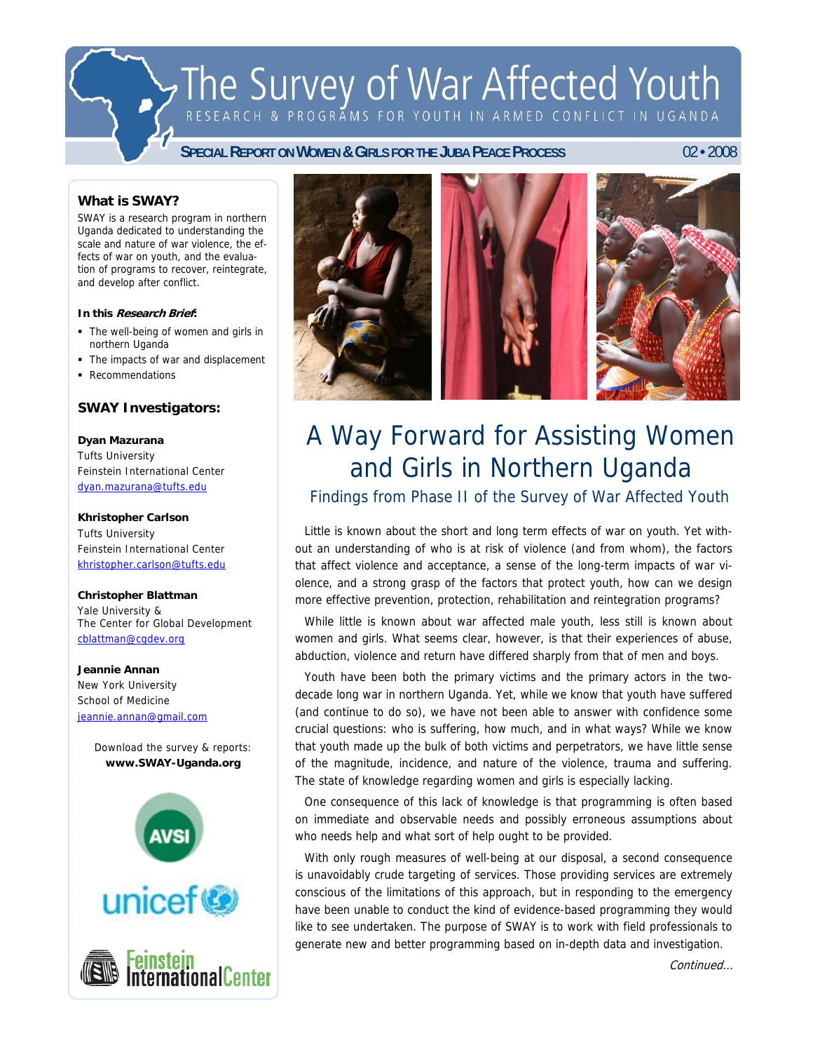# The Survey of War Affected Youth

RESEARCH & PROGRAMS FOR YOUTH IN ARMED CONFLICT IN UGANDA

**SPECIAL REPORT ON WOMEN & GIRLS FOR THE JUBA PEACE PROCESS** 02 • 2008

## What is SWAY?

SWAY is a research program in northern Uganda dedicated to understanding the scale and nature of war violence, the effects of war on youth, and the evaluation of programs to recover, reintegrate, and develop after conflict.

**In this *Research Brief*:**

- The well-being of women and girls in northern Uganda
- The impacts of war and displacement
- Recommendations

## SWAY Investigators:

**Dyan Mazurana**
Tufts University
Feinstein International Center
dyan.mazurana@tufts.edu

**Khristopher Carlson**
Tufts University
Feinstein International Center
khristopher.carlson@tufts.edu

**Christopher Blattman**
Yale University &
The Center for Global Development
cblattman@cgdev.org

**Jeannie Annan**
New York University
School of Medicine
jeannie.annan@gmail.com

Download the survey & reports:
**www.SWAY-Uganda.org**

AVSI

unicef

Feinstein International Center

# A Way Forward for Assisting Women and Girls in Northern Uganda

## Findings from Phase II of the Survey of War Affected Youth

Little is known about the short and long term effects of war on youth. Yet without an understanding of who is at risk of violence (and from whom), the factors that affect violence and acceptance, a sense of the long-term impacts of war violence, and a strong grasp of the factors that protect youth, how can we design more effective prevention, protection, rehabilitation and reintegration programs?

While little is known about war affected male youth, less still is known about women and girls. What seems clear, however, is that their experiences of abuse, abduction, violence and return have differed sharply from that of men and boys.

Youth have been both the primary victims and the primary actors in the two-decade long war in northern Uganda. Yet, while we know that youth have suffered (and continue to do so), we have not been able to answer with confidence some crucial questions: who is suffering, how much, and in what ways? While we know that youth made up the bulk of both victims and perpetrators, we have little sense of the magnitude, incidence, and nature of the violence, trauma and suffering. The state of knowledge regarding women and girls is especially lacking.

One consequence of this lack of knowledge is that programming is often based on immediate and observable needs and possibly erroneous assumptions about who needs help and what sort of help ought to be provided.

With only rough measures of well-being at our disposal, a second consequence is unavoidably crude targeting of services. Those providing services are extremely conscious of the limitations of this approach, but in responding to the emergency have been unable to conduct the kind of evidence-based programming they would like to see undertaken. The purpose of SWAY is to work with field professionals to generate new and better programming based on in-depth data and investigation.

*Continued...*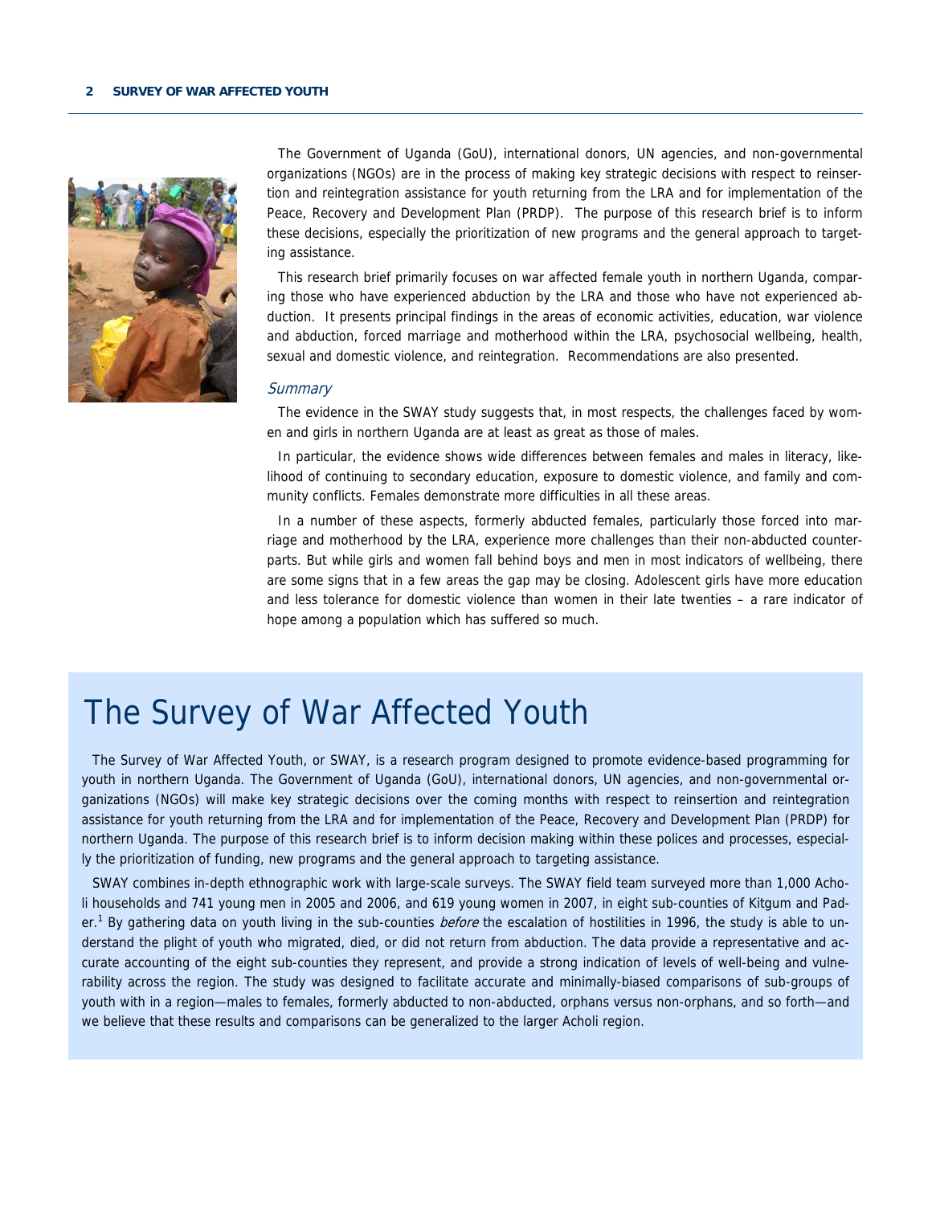The Government of Uganda (GoU), international donors, UN agencies, and non-governmental organizations (NGOs) are in the process of making key strategic decisions with respect to reinsertion and reintegration assistance for youth returning from the LRA and for implementation of the Peace, Recovery and Development Plan (PRDP). The purpose of this research brief is to inform these decisions, especially the prioritization of new programs and the general approach to targeting assistance.

This research brief primarily focuses on war affected female youth in northern Uganda, comparing those who have experienced abduction by the LRA and those who have not experienced abduction. It presents principal findings in the areas of economic activities, education, war violence and abduction, forced marriage and motherhood within the LRA, psychosocial wellbeing, health, sexual and domestic violence, and reintegration. Recommendations are also presented.

### *Summary*

The evidence in the SWAY study suggests that, in most respects, the challenges faced by women and girls in northern Uganda are at least as great as those of males.

In particular, the evidence shows wide differences between females and males in literacy, likelihood of continuing to secondary education, exposure to domestic violence, and family and community conflicts. Females demonstrate more difficulties in all these areas.

In a number of these aspects, formerly abducted females, particularly those forced into marriage and motherhood by the LRA, experience more challenges than their non-abducted counterparts. But while girls and women fall behind boys and men in most indicators of wellbeing, there are some signs that in a few areas the gap may be closing. Adolescent girls have more education and less tolerance for domestic violence than women in their late twenties – a rare indicator of hope among a population which has suffered so much.

# The Survey of War Affected Youth

The Survey of War Affected Youth, or SWAY, is a research program designed to promote evidence-based programming for youth in northern Uganda. The Government of Uganda (GoU), international donors, UN agencies, and non-governmental organizations (NGOs) will make key strategic decisions over the coming months with respect to reinsertion and reintegration assistance for youth returning from the LRA and for implementation of the Peace, Recovery and Development Plan (PRDP) for northern Uganda. The purpose of this research brief is to inform decision making within these polices and processes, especially the prioritization of funding, new programs and the general approach to targeting assistance.

SWAY combines in-depth ethnographic work with large-scale surveys. The SWAY field team surveyed more than 1,000 Acholi households and 741 young men in 2005 and 2006, and 619 young women in 2007, in eight sub-counties of Kitgum and Pader.[1] By gathering data on youth living in the sub-counties *before* the escalation of hostilities in 1996, the study is able to understand the plight of youth who migrated, died, or did not return from abduction. The data provide a representative and accurate accounting of the eight sub-counties they represent, and provide a strong indication of levels of well-being and vulnerability across the region. The study was designed to facilitate accurate and minimally-biased comparisons of sub-groups of youth with in a region—males to females, formerly abducted to non-abducted, orphans versus non-orphans, and so forth—and we believe that these results and comparisons can be generalized to the larger Acholi region.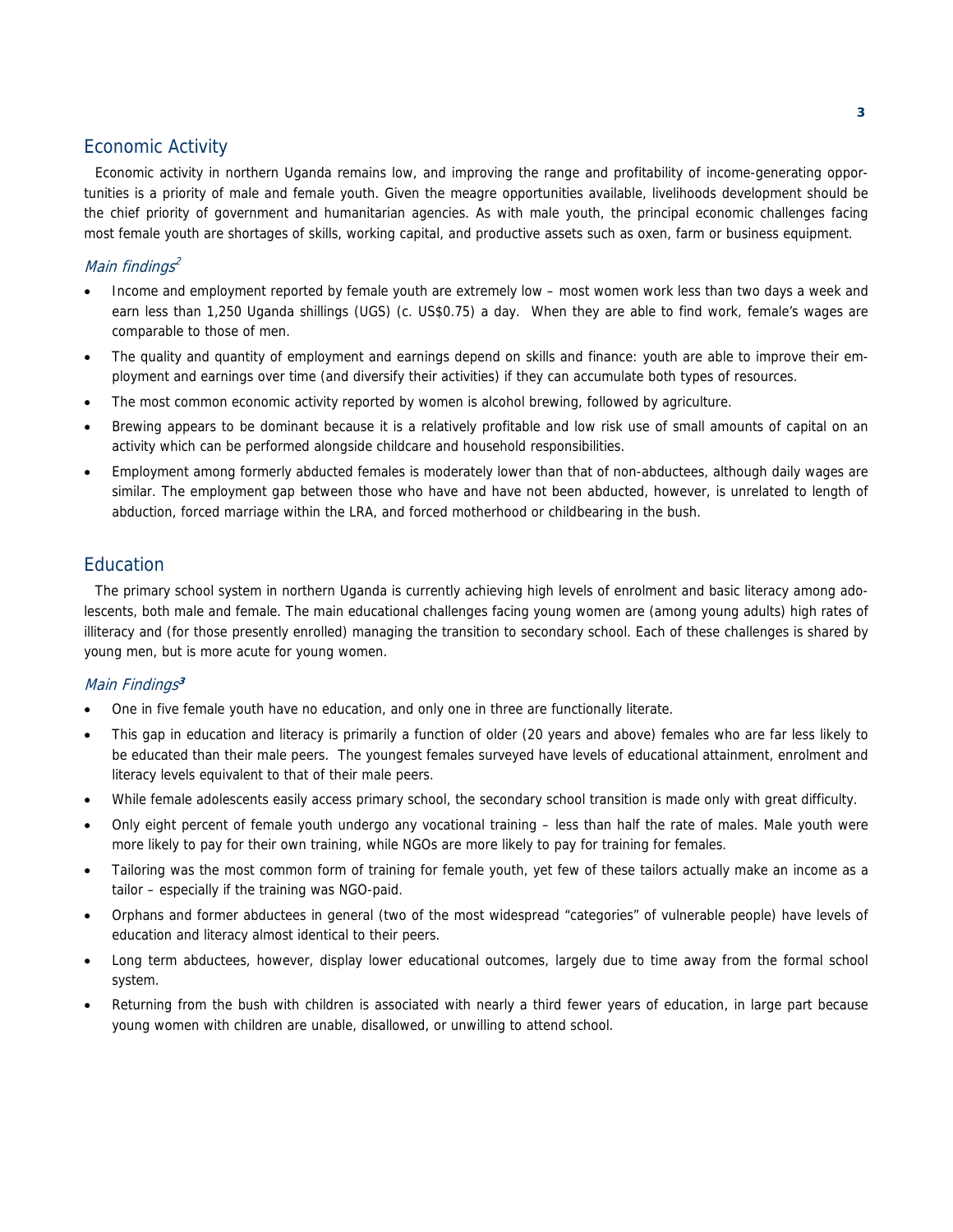## Economic Activity

Economic activity in northern Uganda remains low, and improving the range and profitability of income-generating opportunities is a priority of male and female youth. Given the meagre opportunities available, livelihoods development should be the chief priority of government and humanitarian agencies. As with male youth, the principal economic challenges facing most female youth are shortages of skills, working capital, and productive assets such as oxen, farm or business equipment.

### *Main findings*[2]

- Income and employment reported by female youth are extremely low – most women work less than two days a week and earn less than 1,250 Uganda shillings (UGS) (c. US$0.75) a day. When they are able to find work, female's wages are comparable to those of men.
- The quality and quantity of employment and earnings depend on skills and finance: youth are able to improve their employment and earnings over time (and diversify their activities) if they can accumulate both types of resources.
- The most common economic activity reported by women is alcohol brewing, followed by agriculture.
- Brewing appears to be dominant because it is a relatively profitable and low risk use of small amounts of capital on an activity which can be performed alongside childcare and household responsibilities.
- Employment among formerly abducted females is moderately lower than that of non-abductees, although daily wages are similar. The employment gap between those who have and have not been abducted, however, is unrelated to length of abduction, forced marriage within the LRA, and forced motherhood or childbearing in the bush.

## Education

The primary school system in northern Uganda is currently achieving high levels of enrolment and basic literacy among adolescents, both male and female. The main educational challenges facing young women are (among young adults) high rates of illiteracy and (for those presently enrolled) managing the transition to secondary school. Each of these challenges is shared by young men, but is more acute for young women.

### *Main Findings*[3]

- One in five female youth have no education, and only one in three are functionally literate.
- This gap in education and literacy is primarily a function of older (20 years and above) females who are far less likely to be educated than their male peers. The youngest females surveyed have levels of educational attainment, enrolment and literacy levels equivalent to that of their male peers.
- While female adolescents easily access primary school, the secondary school transition is made only with great difficulty.
- Only eight percent of female youth undergo any vocational training – less than half the rate of males. Male youth were more likely to pay for their own training, while NGOs are more likely to pay for training for females.
- Tailoring was the most common form of training for female youth, yet few of these tailors actually make an income as a tailor – especially if the training was NGO-paid.
- Orphans and former abductees in general (two of the most widespread "categories" of vulnerable people) have levels of education and literacy almost identical to their peers.
- Long term abductees, however, display lower educational outcomes, largely due to time away from the formal school system.
- Returning from the bush with children is associated with nearly a third fewer years of education, in large part because young women with children are unable, disallowed, or unwilling to attend school.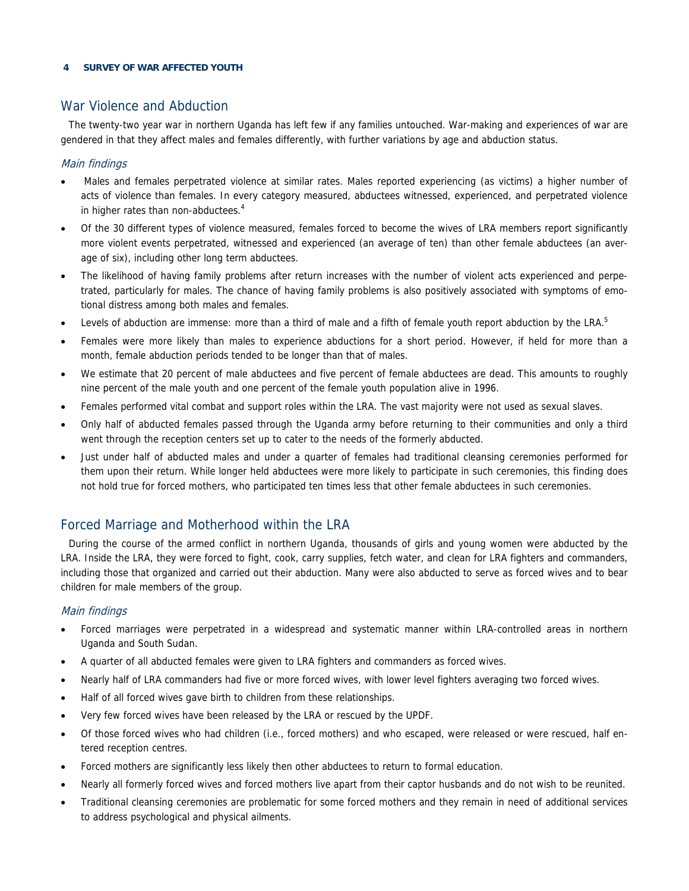## War Violence and Abduction

The twenty-two year war in northern Uganda has left few if any families untouched. War-making and experiences of war are gendered in that they affect males and females differently, with further variations by age and abduction status.

### *Main findings*

- Males and females perpetrated violence at similar rates. Males reported experiencing (as victims) a higher number of acts of violence than females. In every category measured, abductees witnessed, experienced, and perpetrated violence in higher rates than non-abductees.[4]
- Of the 30 different types of violence measured, females forced to become the wives of LRA members report significantly more violent events perpetrated, witnessed and experienced (an average of ten) than other female abductees (an average of six), including other long term abductees.
- The likelihood of having family problems after return increases with the number of violent acts experienced and perpetrated, particularly for males. The chance of having family problems is also positively associated with symptoms of emotional distress among both males and females.
- Levels of abduction are immense: more than a third of male and a fifth of female youth report abduction by the LRA.[5]
- Females were more likely than males to experience abductions for a short period. However, if held for more than a month, female abduction periods tended to be longer than that of males.
- We estimate that 20 percent of male abductees and five percent of female abductees are dead. This amounts to roughly nine percent of the male youth and one percent of the female youth population alive in 1996.
- Females performed vital combat and support roles within the LRA. The vast majority were not used as sexual slaves.
- Only half of abducted females passed through the Uganda army before returning to their communities and only a third went through the reception centers set up to cater to the needs of the formerly abducted.
- Just under half of abducted males and under a quarter of females had traditional cleansing ceremonies performed for them upon their return. While longer held abductees were more likely to participate in such ceremonies, this finding does not hold true for forced mothers, who participated ten times less that other female abductees in such ceremonies.

## Forced Marriage and Motherhood within the LRA

During the course of the armed conflict in northern Uganda, thousands of girls and young women were abducted by the LRA. Inside the LRA, they were forced to fight, cook, carry supplies, fetch water, and clean for LRA fighters and commanders, including those that organized and carried out their abduction. Many were also abducted to serve as forced wives and to bear children for male members of the group.

### *Main findings*

- Forced marriages were perpetrated in a widespread and systematic manner within LRA-controlled areas in northern Uganda and South Sudan.
- A quarter of all abducted females were given to LRA fighters and commanders as forced wives.
- Nearly half of LRA commanders had five or more forced wives, with lower level fighters averaging two forced wives.
- Half of all forced wives gave birth to children from these relationships.
- Very few forced wives have been released by the LRA or rescued by the UPDF.
- Of those forced wives who had children (i.e., forced mothers) and who escaped, were released or were rescued, half entered reception centres.
- Forced mothers are significantly less likely then other abductees to return to formal education.
- Nearly all formerly forced wives and forced mothers live apart from their captor husbands and do not wish to be reunited.
- Traditional cleansing ceremonies are problematic for some forced mothers and they remain in need of additional services to address psychological and physical ailments.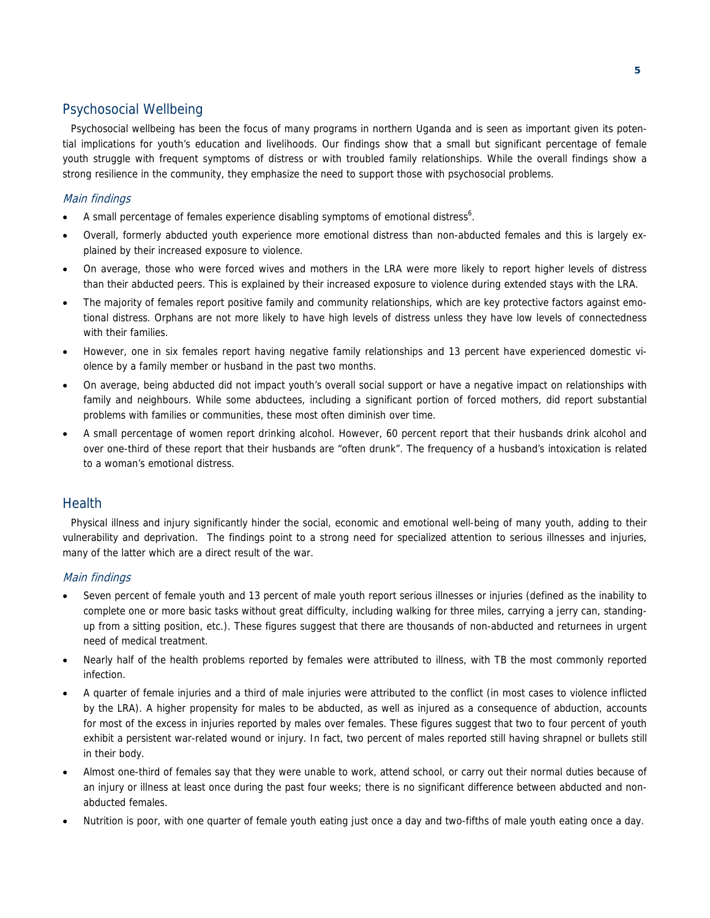## Psychosocial Wellbeing

Psychosocial wellbeing has been the focus of many programs in northern Uganda and is seen as important given its potential implications for youth's education and livelihoods. Our findings show that a small but significant percentage of female youth struggle with frequent symptoms of distress or with troubled family relationships. While the overall findings show a strong resilience in the community, they emphasize the need to support those with psychosocial problems.

### *Main findings*

- A small percentage of females experience disabling symptoms of emotional distress[6].
- Overall, formerly abducted youth experience more emotional distress than non-abducted females and this is largely explained by their increased exposure to violence.
- On average, those who were forced wives and mothers in the LRA were more likely to report higher levels of distress than their abducted peers. This is explained by their increased exposure to violence during extended stays with the LRA.
- The majority of females report positive family and community relationships, which are key protective factors against emotional distress. Orphans are not more likely to have high levels of distress unless they have low levels of connectedness with their families.
- However, one in six females report having negative family relationships and 13 percent have experienced domestic violence by a family member or husband in the past two months.
- On average, being abducted did not impact youth's overall social support or have a negative impact on relationships with family and neighbours. While some abductees, including a significant portion of forced mothers, did report substantial problems with families or communities, these most often diminish over time.
- A small percentage of women report drinking alcohol. However, 60 percent report that their husbands drink alcohol and over one-third of these report that their husbands are "often drunk". The frequency of a husband's intoxication is related to a woman's emotional distress.

## Health

Physical illness and injury significantly hinder the social, economic and emotional well-being of many youth, adding to their vulnerability and deprivation. The findings point to a strong need for specialized attention to serious illnesses and injuries, many of the latter which are a direct result of the war.

### *Main findings*

- Seven percent of female youth and 13 percent of male youth report serious illnesses or injuries (defined as the inability to complete one or more basic tasks without great difficulty, including walking for three miles, carrying a jerry can, standing-up from a sitting position, etc.). These figures suggest that there are thousands of non-abducted and returnees in urgent need of medical treatment.
- Nearly half of the health problems reported by females were attributed to illness, with TB the most commonly reported infection.
- A quarter of female injuries and a third of male injuries were attributed to the conflict (in most cases to violence inflicted by the LRA). A higher propensity for males to be abducted, as well as injured as a consequence of abduction, accounts for most of the excess in injuries reported by males over females. These figures suggest that two to four percent of youth exhibit a persistent war-related wound or injury. In fact, two percent of males reported still having shrapnel or bullets still in their body.
- Almost one-third of females say that they were unable to work, attend school, or carry out their normal duties because of an injury or illness at least once during the past four weeks; there is no significant difference between abducted and non-abducted females.
- Nutrition is poor, with one quarter of female youth eating just once a day and two-fifths of male youth eating once a day.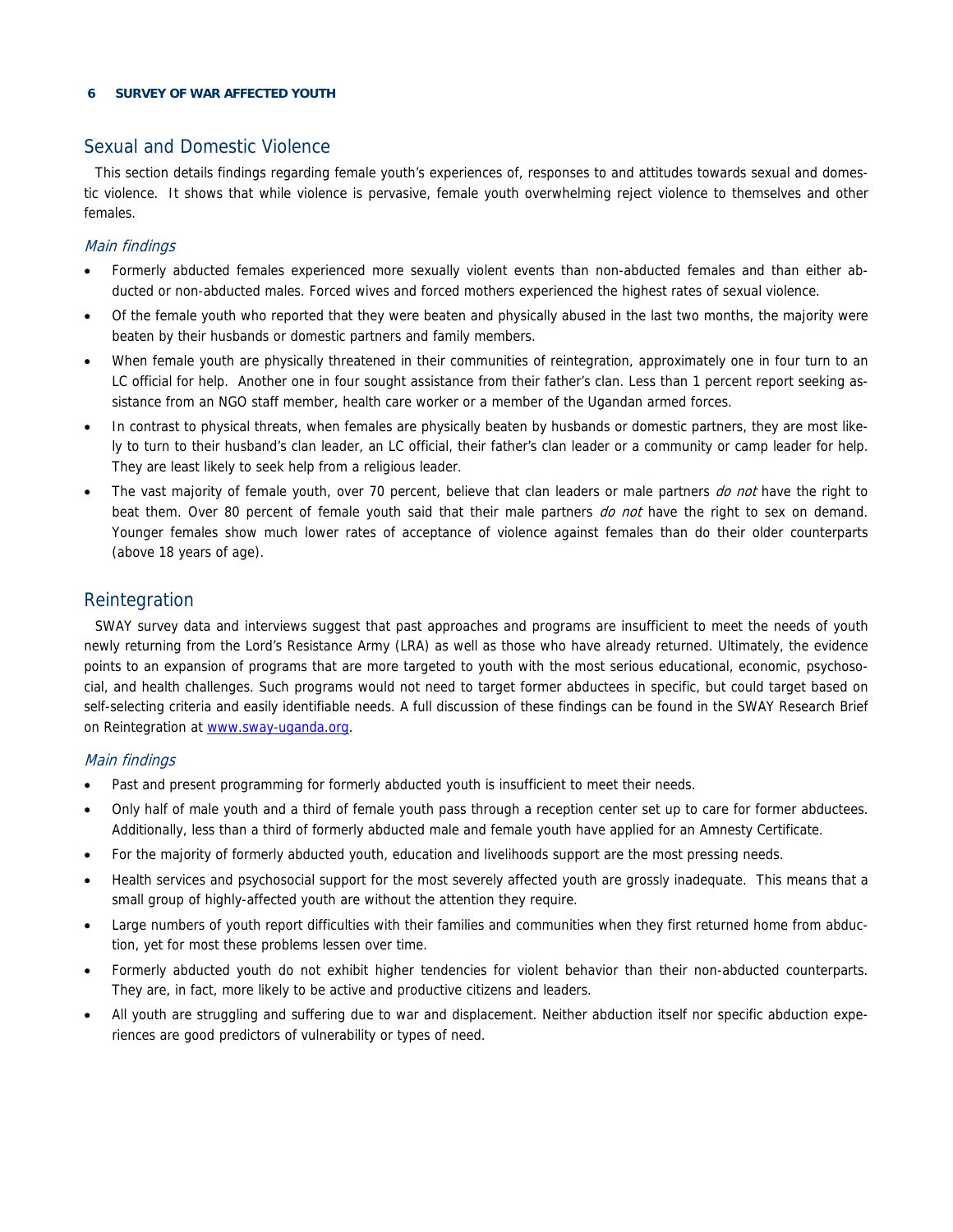## Sexual and Domestic Violence

This section details findings regarding female youth's experiences of, responses to and attitudes towards sexual and domestic violence. It shows that while violence is pervasive, female youth overwhelming reject violence to themselves and other females.

### *Main findings*

- Formerly abducted females experienced more sexually violent events than non-abducted females and than either abducted or non-abducted males. Forced wives and forced mothers experienced the highest rates of sexual violence.
- Of the female youth who reported that they were beaten and physically abused in the last two months, the majority were beaten by their husbands or domestic partners and family members.
- When female youth are physically threatened in their communities of reintegration, approximately one in four turn to an LC official for help. Another one in four sought assistance from their father's clan. Less than 1 percent report seeking assistance from an NGO staff member, health care worker or a member of the Ugandan armed forces.
- In contrast to physical threats, when females are physically beaten by husbands or domestic partners, they are most likely to turn to their husband's clan leader, an LC official, their father's clan leader or a community or camp leader for help. They are least likely to seek help from a religious leader.
- The vast majority of female youth, over 70 percent, believe that clan leaders or male partners *do not* have the right to beat them. Over 80 percent of female youth said that their male partners *do not* have the right to sex on demand. Younger females show much lower rates of acceptance of violence against females than do their older counterparts (above 18 years of age).

## Reintegration

SWAY survey data and interviews suggest that past approaches and programs are insufficient to meet the needs of youth newly returning from the Lord's Resistance Army (LRA) as well as those who have already returned. Ultimately, the evidence points to an expansion of programs that are more targeted to youth with the most serious educational, economic, psychosocial, and health challenges. Such programs would not need to target former abductees in specific, but could target based on self-selecting criteria and easily identifiable needs. A full discussion of these findings can be found in the SWAY Research Brief on Reintegration at www.sway-uganda.org.

### *Main findings*

- Past and present programming for formerly abducted youth is insufficient to meet their needs.
- Only half of male youth and a third of female youth pass through a reception center set up to care for former abductees. Additionally, less than a third of formerly abducted male and female youth have applied for an Amnesty Certificate.
- For the majority of formerly abducted youth, education and livelihoods support are the most pressing needs.
- Health services and psychosocial support for the most severely affected youth are grossly inadequate. This means that a small group of highly-affected youth are without the attention they require.
- Large numbers of youth report difficulties with their families and communities when they first returned home from abduction, yet for most these problems lessen over time.
- Formerly abducted youth do not exhibit higher tendencies for violent behavior than their non-abducted counterparts. They are, in fact, more likely to be active and productive citizens and leaders.
- All youth are struggling and suffering due to war and displacement. Neither abduction itself nor specific abduction experiences are good predictors of vulnerability or types of need.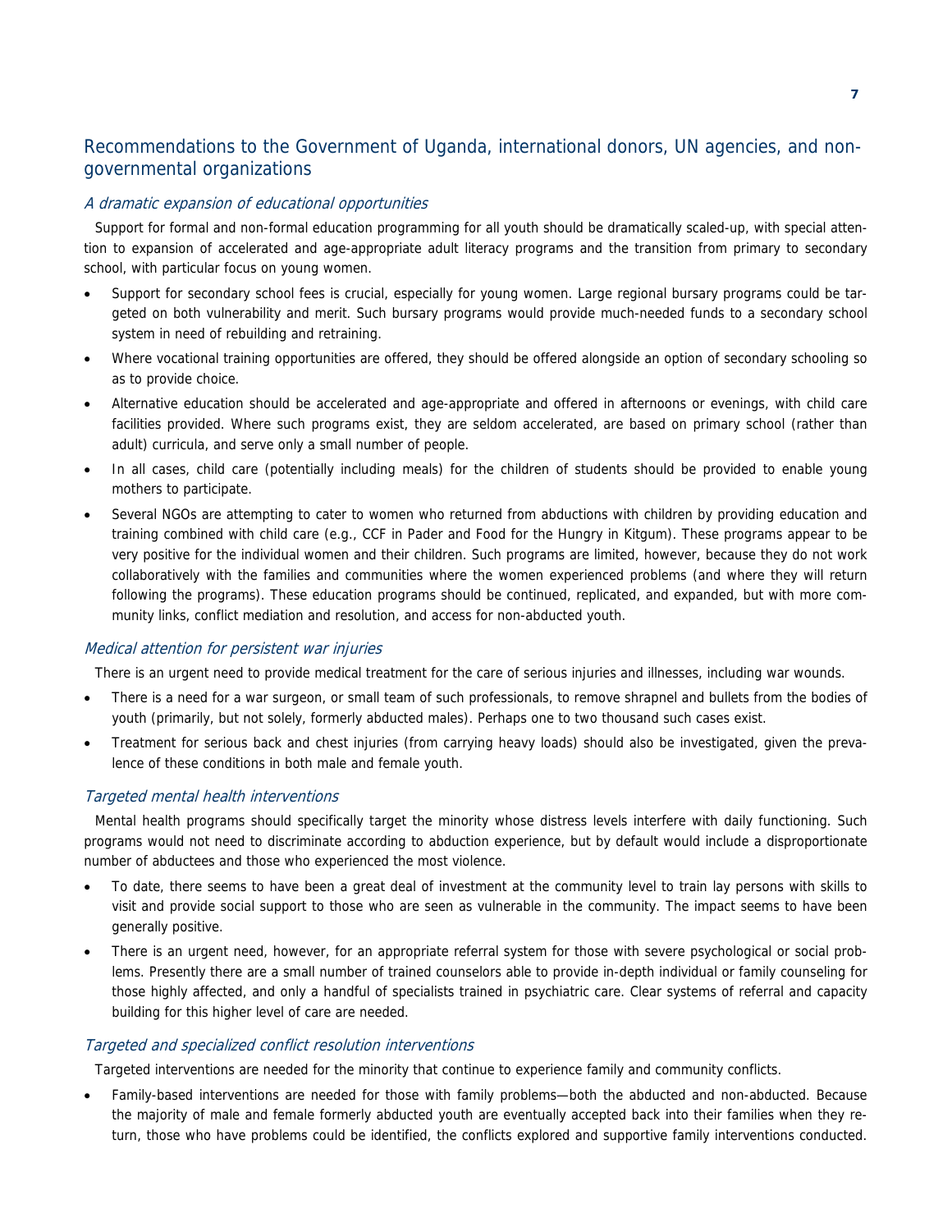## Recommendations to the Government of Uganda, international donors, UN agencies, and non-governmental organizations

### *A dramatic expansion of educational opportunities*

Support for formal and non-formal education programming for all youth should be dramatically scaled-up, with special attention to expansion of accelerated and age-appropriate adult literacy programs and the transition from primary to secondary school, with particular focus on young women.

- Support for secondary school fees is crucial, especially for young women. Large regional bursary programs could be targeted on both vulnerability and merit. Such bursary programs would provide much-needed funds to a secondary school system in need of rebuilding and retraining.
- Where vocational training opportunities are offered, they should be offered alongside an option of secondary schooling so as to provide choice.
- Alternative education should be accelerated and age-appropriate and offered in afternoons or evenings, with child care facilities provided. Where such programs exist, they are seldom accelerated, are based on primary school (rather than adult) curricula, and serve only a small number of people.
- In all cases, child care (potentially including meals) for the children of students should be provided to enable young mothers to participate.
- Several NGOs are attempting to cater to women who returned from abductions with children by providing education and training combined with child care (e.g., CCF in Pader and Food for the Hungry in Kitgum). These programs appear to be very positive for the individual women and their children. Such programs are limited, however, because they do not work collaboratively with the families and communities where the women experienced problems (and where they will return following the programs). These education programs should be continued, replicated, and expanded, but with more community links, conflict mediation and resolution, and access for non-abducted youth.

### *Medical attention for persistent war injuries*

There is an urgent need to provide medical treatment for the care of serious injuries and illnesses, including war wounds.

- There is a need for a war surgeon, or small team of such professionals, to remove shrapnel and bullets from the bodies of youth (primarily, but not solely, formerly abducted males). Perhaps one to two thousand such cases exist.
- Treatment for serious back and chest injuries (from carrying heavy loads) should also be investigated, given the prevalence of these conditions in both male and female youth.

### *Targeted mental health interventions*

Mental health programs should specifically target the minority whose distress levels interfere with daily functioning. Such programs would not need to discriminate according to abduction experience, but by default would include a disproportionate number of abductees and those who experienced the most violence.

- To date, there seems to have been a great deal of investment at the community level to train lay persons with skills to visit and provide social support to those who are seen as vulnerable in the community. The impact seems to have been generally positive.
- There is an urgent need, however, for an appropriate referral system for those with severe psychological or social problems. Presently there are a small number of trained counselors able to provide in-depth individual or family counseling for those highly affected, and only a handful of specialists trained in psychiatric care. Clear systems of referral and capacity building for this higher level of care are needed.

### *Targeted and specialized conflict resolution interventions*

Targeted interventions are needed for the minority that continue to experience family and community conflicts.

- Family-based interventions are needed for those with family problems—both the abducted and non-abducted. Because the majority of male and female formerly abducted youth are eventually accepted back into their families when they return, those who have problems could be identified, the conflicts explored and supportive family interventions conducted.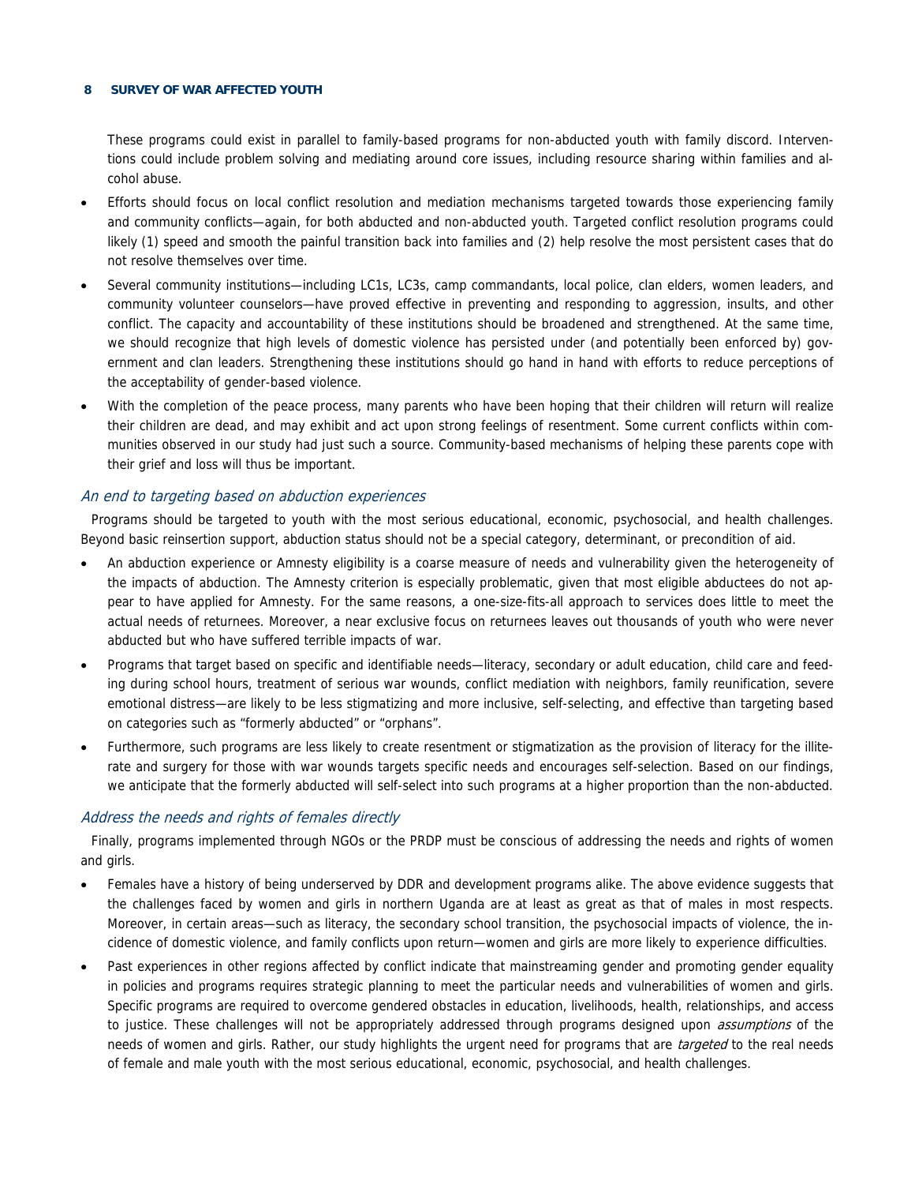These programs could exist in parallel to family-based programs for non-abducted youth with family discord. Interventions could include problem solving and mediating around core issues, including resource sharing within families and alcohol abuse.

- Efforts should focus on local conflict resolution and mediation mechanisms targeted towards those experiencing family and community conflicts—again, for both abducted and non-abducted youth. Targeted conflict resolution programs could likely (1) speed and smooth the painful transition back into families and (2) help resolve the most persistent cases that do not resolve themselves over time.
- Several community institutions—including LC1s, LC3s, camp commandants, local police, clan elders, women leaders, and community volunteer counselors—have proved effective in preventing and responding to aggression, insults, and other conflict. The capacity and accountability of these institutions should be broadened and strengthened. At the same time, we should recognize that high levels of domestic violence has persisted under (and potentially been enforced by) government and clan leaders. Strengthening these institutions should go hand in hand with efforts to reduce perceptions of the acceptability of gender-based violence.
- With the completion of the peace process, many parents who have been hoping that their children will return will realize their children are dead, and may exhibit and act upon strong feelings of resentment. Some current conflicts within communities observed in our study had just such a source. Community-based mechanisms of helping these parents cope with their grief and loss will thus be important.

### *An end to targeting based on abduction experiences*

Programs should be targeted to youth with the most serious educational, economic, psychosocial, and health challenges. Beyond basic reinsertion support, abduction status should not be a special category, determinant, or precondition of aid.

- An abduction experience or Amnesty eligibility is a coarse measure of needs and vulnerability given the heterogeneity of the impacts of abduction. The Amnesty criterion is especially problematic, given that most eligible abductees do not appear to have applied for Amnesty. For the same reasons, a one-size-fits-all approach to services does little to meet the actual needs of returnees. Moreover, a near exclusive focus on returnees leaves out thousands of youth who were never abducted but who have suffered terrible impacts of war.
- Programs that target based on specific and identifiable needs—literacy, secondary or adult education, child care and feeding during school hours, treatment of serious war wounds, conflict mediation with neighbors, family reunification, severe emotional distress—are likely to be less stigmatizing and more inclusive, self-selecting, and effective than targeting based on categories such as "formerly abducted" or "orphans".
- Furthermore, such programs are less likely to create resentment or stigmatization as the provision of literacy for the illiterate and surgery for those with war wounds targets specific needs and encourages self-selection. Based on our findings, we anticipate that the formerly abducted will self-select into such programs at a higher proportion than the non-abducted.

### *Address the needs and rights of females directly*

Finally, programs implemented through NGOs or the PRDP must be conscious of addressing the needs and rights of women and girls.

- Females have a history of being underserved by DDR and development programs alike. The above evidence suggests that the challenges faced by women and girls in northern Uganda are at least as great as that of males in most respects. Moreover, in certain areas—such as literacy, the secondary school transition, the psychosocial impacts of violence, the incidence of domestic violence, and family conflicts upon return—women and girls are more likely to experience difficulties.
- Past experiences in other regions affected by conflict indicate that mainstreaming gender and promoting gender equality in policies and programs requires strategic planning to meet the particular needs and vulnerabilities of women and girls. Specific programs are required to overcome gendered obstacles in education, livelihoods, health, relationships, and access to justice. These challenges will not be appropriately addressed through programs designed upon *assumptions* of the needs of women and girls. Rather, our study highlights the urgent need for programs that are *targeted* to the real needs of female and male youth with the most serious educational, economic, psychosocial, and health challenges.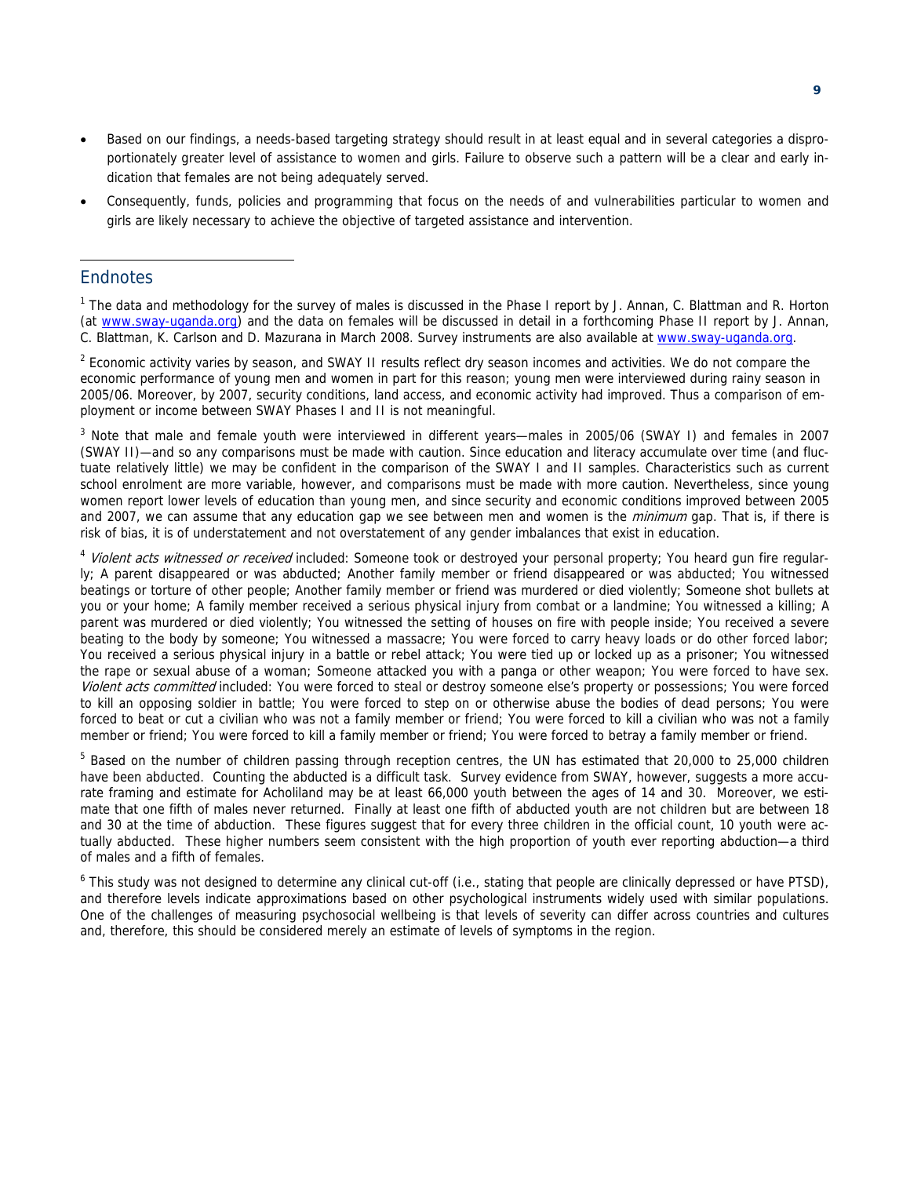- Based on our findings, a needs-based targeting strategy should result in at least equal and in several categories a disproportionately greater level of assistance to women and girls. Failure to observe such a pattern will be a clear and early indication that females are not being adequately served.
- Consequently, funds, policies and programming that focus on the needs of and vulnerabilities particular to women and girls are likely necessary to achieve the objective of targeted assistance and intervention.

## Endnotes

[1] The data and methodology for the survey of males is discussed in the Phase I report by J. Annan, C. Blattman and R. Horton (at www.sway-uganda.org) and the data on females will be discussed in detail in a forthcoming Phase II report by J. Annan, C. Blattman, K. Carlson and D. Mazurana in March 2008. Survey instruments are also available at www.sway-uganda.org.

[2] Economic activity varies by season, and SWAY II results reflect dry season incomes and activities. We do not compare the economic performance of young men and women in part for this reason; young men were interviewed during rainy season in 2005/06. Moreover, by 2007, security conditions, land access, and economic activity had improved. Thus a comparison of employment or income between SWAY Phases I and II is not meaningful.

[3] Note that male and female youth were interviewed in different years—males in 2005/06 (SWAY I) and females in 2007 (SWAY II)—and so any comparisons must be made with caution. Since education and literacy accumulate over time (and fluctuate relatively little) we may be confident in the comparison of the SWAY I and II samples. Characteristics such as current school enrolment are more variable, however, and comparisons must be made with more caution. Nevertheless, since young women report lower levels of education than young men, and since security and economic conditions improved between 2005 and 2007, we can assume that any education gap we see between men and women is the *minimum* gap. That is, if there is risk of bias, it is of understatement and not overstatement of any gender imbalances that exist in education.

[4] *Violent acts witnessed or received* included: Someone took or destroyed your personal property; You heard gun fire regularly; A parent disappeared or was abducted; Another family member or friend disappeared or was abducted; You witnessed beatings or torture of other people; Another family member or friend was murdered or died violently; Someone shot bullets at you or your home; A family member received a serious physical injury from combat or a landmine; You witnessed a killing; A parent was murdered or died violently; You witnessed the setting of houses on fire with people inside; You received a severe beating to the body by someone; You witnessed a massacre; You were forced to carry heavy loads or do other forced labor; You received a serious physical injury in a battle or rebel attack; You were tied up or locked up as a prisoner; You witnessed the rape or sexual abuse of a woman; Someone attacked you with a panga or other weapon; You were forced to have sex. *Violent acts committed* included: You were forced to steal or destroy someone else's property or possessions; You were forced to kill an opposing soldier in battle; You were forced to step on or otherwise abuse the bodies of dead persons; You were forced to beat or cut a civilian who was not a family member or friend; You were forced to kill a civilian who was not a family member or friend; You were forced to kill a family member or friend; You were forced to betray a family member or friend.

[5] Based on the number of children passing through reception centres, the UN has estimated that 20,000 to 25,000 children have been abducted. Counting the abducted is a difficult task. Survey evidence from SWAY, however, suggests a more accurate framing and estimate for Acholiland may be at least 66,000 youth between the ages of 14 and 30. Moreover, we estimate that one fifth of males never returned. Finally at least one fifth of abducted youth are not children but are between 18 and 30 at the time of abduction. These figures suggest that for every three children in the official count, 10 youth were actually abducted. These higher numbers seem consistent with the high proportion of youth ever reporting abduction—a third of males and a fifth of females.

[6] This study was not designed to determine any clinical cut-off (i.e., stating that people are clinically depressed or have PTSD), and therefore levels indicate approximations based on other psychological instruments widely used with similar populations. One of the challenges of measuring psychosocial wellbeing is that levels of severity can differ across countries and cultures and, therefore, this should be considered merely an estimate of levels of symptoms in the region.